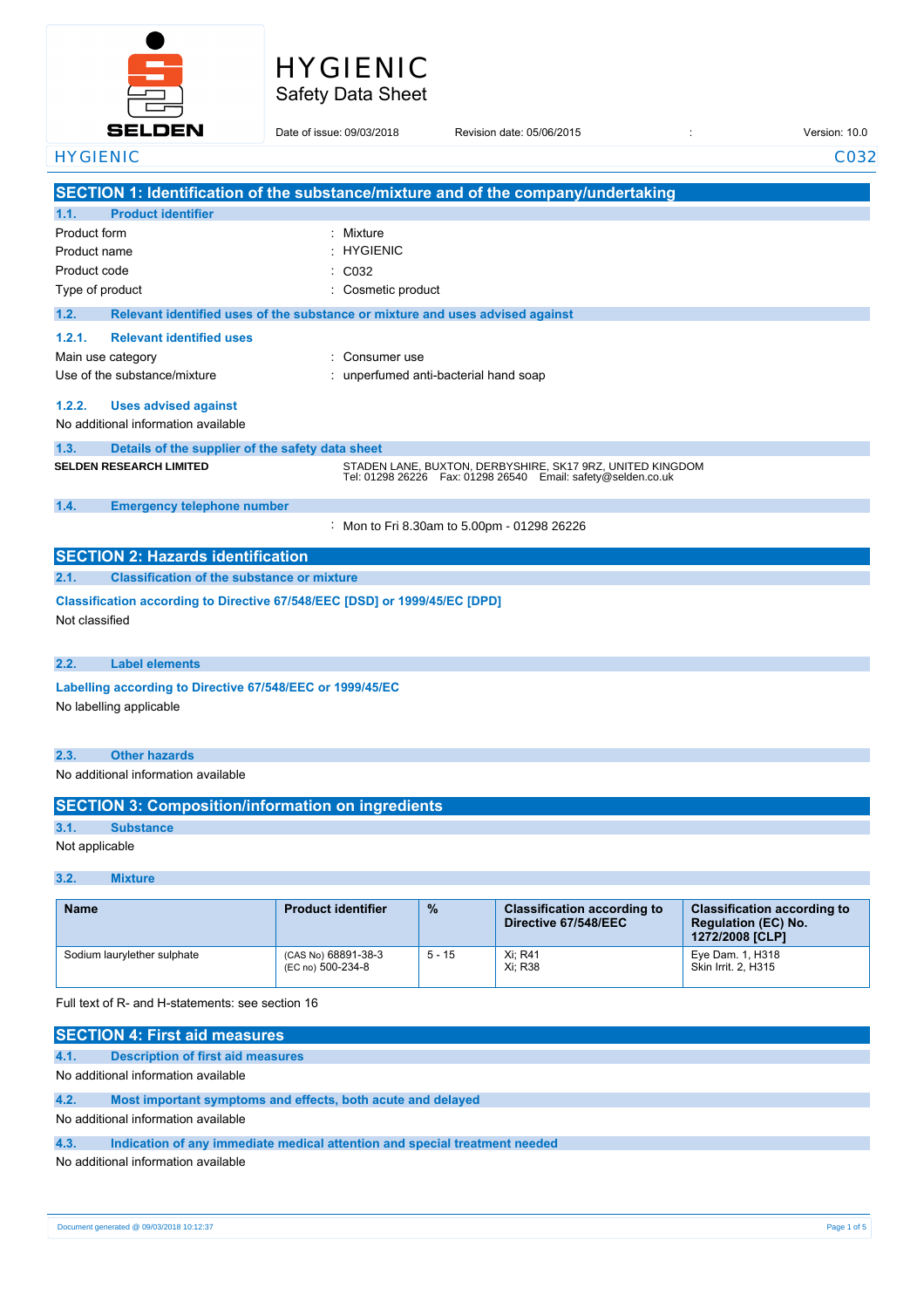# HYGIENIC

## Safety Data Sheet

Date of issue: 09/03/2018    Revision date: 05/06/2015    :    Version: 10.0

HYGIENIC    C032

## SECTION 1: Identification of the substance/mixture and of the company/undertaking

### 1.1. Product identifier

Product form : Mixture

Product name : HYGIENIC

Product code : C032

Type of product : Cosmetic product

### 1.2. Relevant identified uses of the substance or mixture and uses advised against

#### 1.2.1. Relevant identified uses

Main use category : Consumer use

Use of the substance/mixture : unperfumed anti-bacterial hand soap

#### 1.2.2. Uses advised against

No additional information available

### 1.3. Details of the supplier of the safety data sheet

**SELDEN RESEARCH LIMITED**

STADEN LANE, BUXTON, DERBYSHIRE, SK17 9RZ, UNITED KINGDOM
Tel: 01298 26226    Fax: 01298 26540    Email: safety@selden.co.uk

### 1.4. Emergency telephone number

: Mon to Fri 8.30am to 5.00pm - 01298 26226

## SECTION 2: Hazards identification

### 2.1. Classification of the substance or mixture

**Classification according to Directive 67/548/EEC [DSD] or 1999/45/EC [DPD]**

Not classified

### 2.2. Label elements

**Labelling according to Directive 67/548/EEC or 1999/45/EC**

No labelling applicable

### 2.3. Other hazards

No additional information available

## SECTION 3: Composition/information on ingredients

### 3.1. Substance

Not applicable

### 3.2. Mixture

| Name | Product identifier | % | Classification according to Directive 67/548/EEC | Classification according to Regulation (EC) No. 1272/2008 [CLP] |
|---|---|---|---|---|
| Sodium laurylether sulphate | (CAS No) 68891-38-3<br>(EC no) 500-234-8 | 5 - 15 | Xi; R41<br>Xi; R38 | Eye Dam. 1, H318<br>Skin Irrit. 2, H315 |

Full text of R- and H-statements: see section 16

## SECTION 4: First aid measures

### 4.1. Description of first aid measures

No additional information available

### 4.2. Most important symptoms and effects, both acute and delayed

No additional information available

### 4.3. Indication of any immediate medical attention and special treatment needed

No additional information available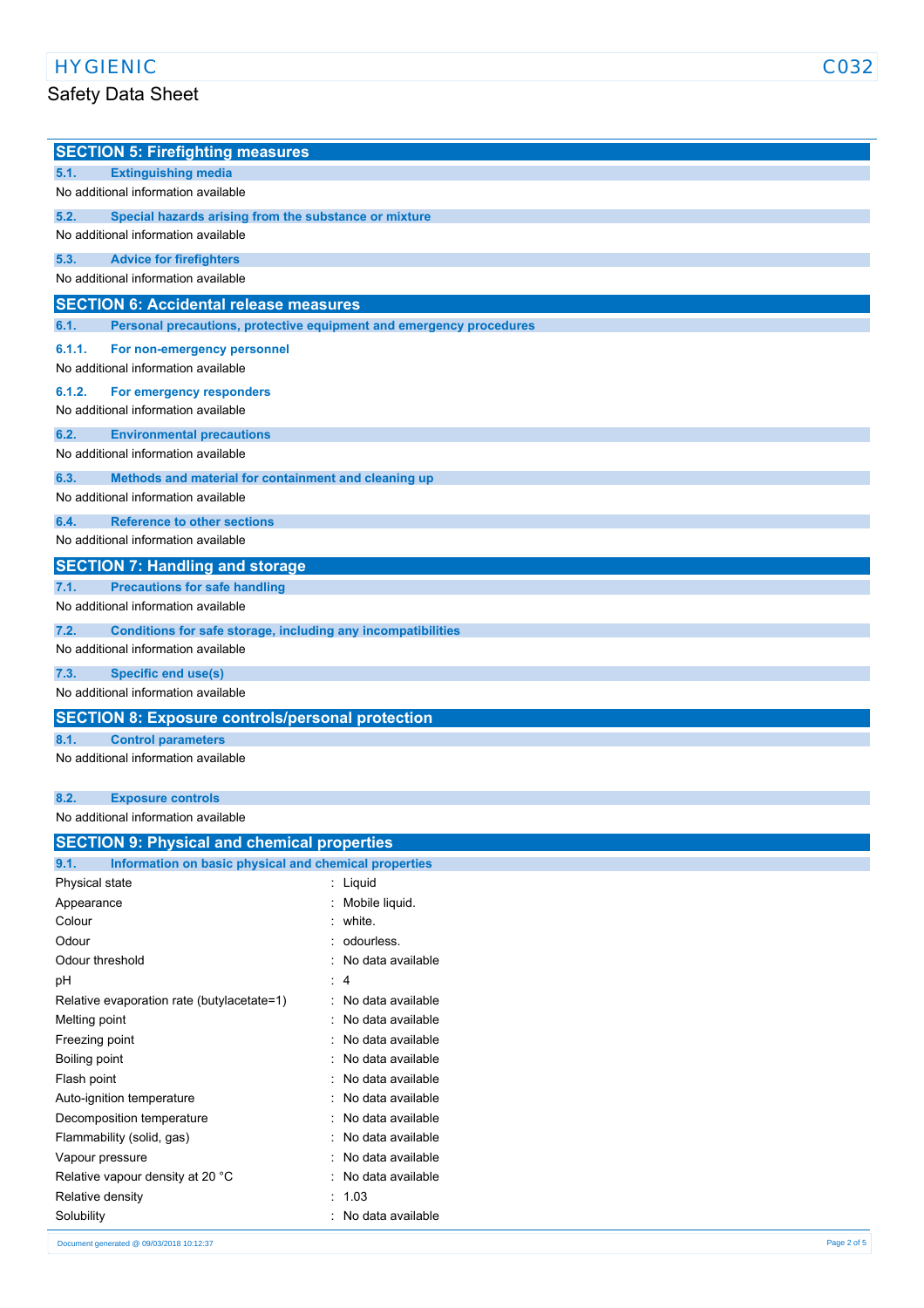## SECTION 5: Firefighting measures

### 5.1. Extinguishing media

No additional information available

### 5.2. Special hazards arising from the substance or mixture

No additional information available

### 5.3. Advice for firefighters

No additional information available

## SECTION 6: Accidental release measures

### 6.1. Personal precautions, protective equipment and emergency procedures

#### 6.1.1. For non-emergency personnel

No additional information available

#### 6.1.2. For emergency responders

No additional information available

### 6.2. Environmental precautions

No additional information available

### 6.3. Methods and material for containment and cleaning up

No additional information available

### 6.4. Reference to other sections

No additional information available

## SECTION 7: Handling and storage

### 7.1. Precautions for safe handling

No additional information available

### 7.2. Conditions for safe storage, including any incompatibilities

No additional information available

### 7.3. Specific end use(s)

No additional information available

## SECTION 8: Exposure controls/personal protection

### 8.1. Control parameters

No additional information available

### 8.2. Exposure controls

No additional information available

## SECTION 9: Physical and chemical properties

### 9.1. Information on basic physical and chemical properties

| Property | Value |
|---|---|
| Physical state | Liquid |
| Appearance | Mobile liquid. |
| Colour | white. |
| Odour | odourless. |
| Odour threshold | No data available |
| pH | 4 |
| Relative evaporation rate (butylacetate=1) | No data available |
| Melting point | No data available |
| Freezing point | No data available |
| Boiling point | No data available |
| Flash point | No data available |
| Auto-ignition temperature | No data available |
| Decomposition temperature | No data available |
| Flammability (solid, gas) | No data available |
| Vapour pressure | No data available |
| Relative vapour density at 20 °C | No data available |
| Relative density | 1.03 |
| Solubility | No data available |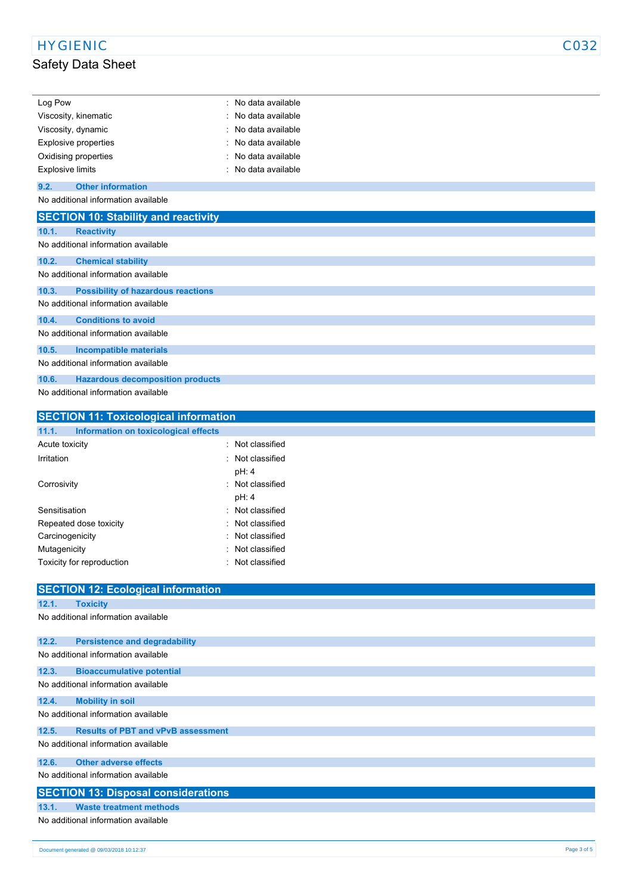| | |
|---|---|
| Log Pow | : No data available |
| Viscosity, kinematic | : No data available |
| Viscosity, dynamic | : No data available |
| Explosive properties | : No data available |
| Oxidising properties | : No data available |
| Explosive limits | : No data available |

### 9.2. Other information

No additional information available

## SECTION 10: Stability and reactivity

### 10.1. Reactivity

No additional information available

### 10.2. Chemical stability

No additional information available

### 10.3. Possibility of hazardous reactions

No additional information available

### 10.4. Conditions to avoid

No additional information available

### 10.5. Incompatible materials

No additional information available

### 10.6. Hazardous decomposition products

No additional information available

## SECTION 11: Toxicological information

### 11.1. Information on toxicological effects

| | |
|---|---|
| Acute toxicity | : Not classified |
| Irritation | : Not classified<br>pH: 4 |
| Corrosivity | : Not classified<br>pH: 4 |
| Sensitisation | : Not classified |
| Repeated dose toxicity | : Not classified |
| Carcinogenicity | : Not classified |
| Mutagenicity | : Not classified |
| Toxicity for reproduction | : Not classified |

## SECTION 12: Ecological information

### 12.1. Toxicity

No additional information available

### 12.2. Persistence and degradability

No additional information available

### 12.3. Bioaccumulative potential

No additional information available

### 12.4. Mobility in soil

No additional information available

### 12.5. Results of PBT and vPvB assessment

No additional information available

### 12.6. Other adverse effects

No additional information available

## SECTION 13: Disposal considerations

### 13.1. Waste treatment methods

No additional information available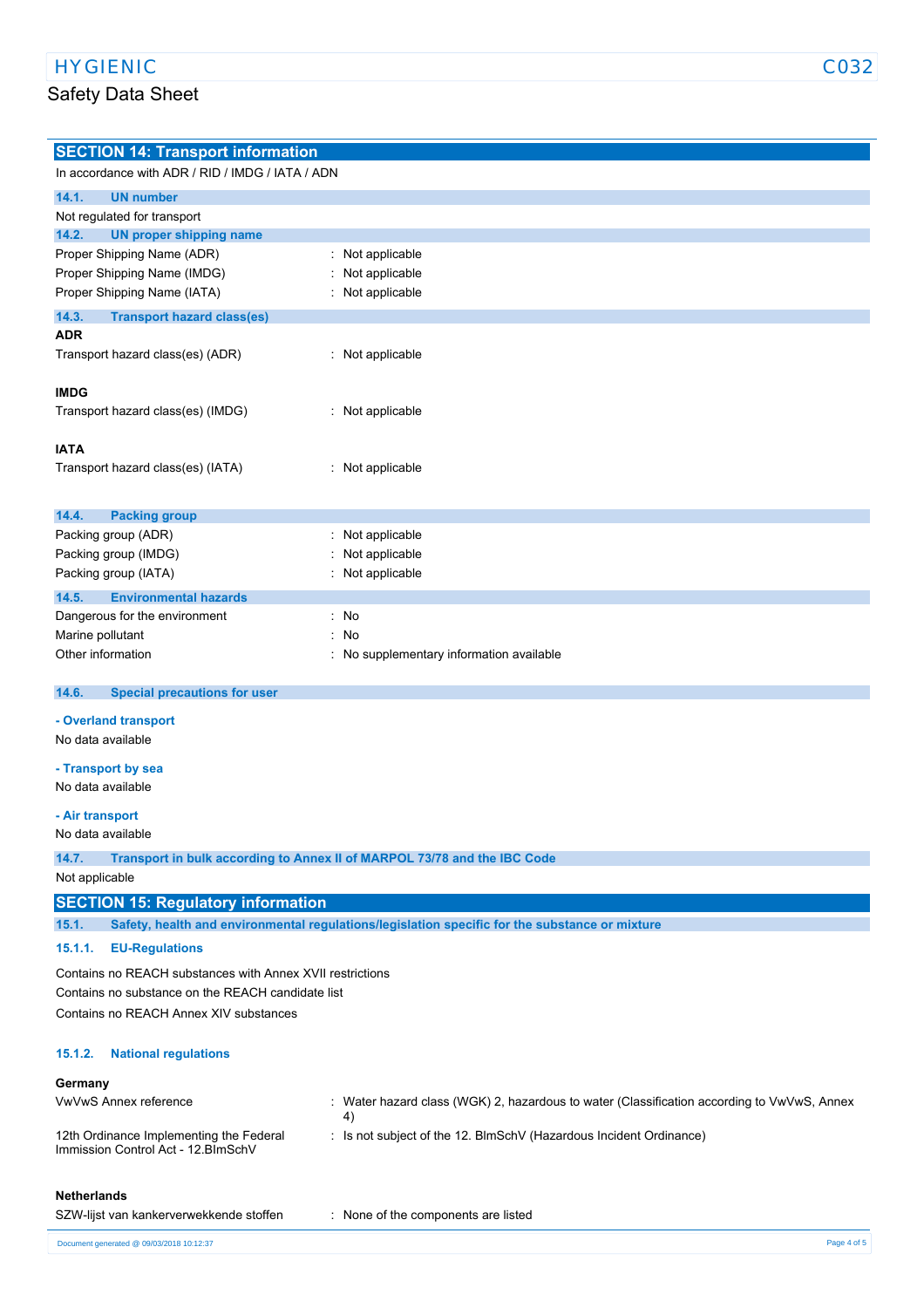## SECTION 14: Transport information

In accordance with ADR / RID / IMDG / IATA / ADN

### 14.1. UN number

Not regulated for transport

### 14.2. UN proper shipping name

| | |
|---|---|
| Proper Shipping Name (ADR) | : Not applicable |
| Proper Shipping Name (IMDG) | : Not applicable |
| Proper Shipping Name (IATA) | : Not applicable |

### 14.3. Transport hazard class(es)

**ADR**

| | |
|---|---|
| Transport hazard class(es) (ADR) | : Not applicable |

**IMDG**

| | |
|---|---|
| Transport hazard class(es) (IMDG) | : Not applicable |

**IATA**

| | |
|---|---|
| Transport hazard class(es) (IATA) | : Not applicable |

### 14.4. Packing group

| | |
|---|---|
| Packing group (ADR) | : Not applicable |
| Packing group (IMDG) | : Not applicable |
| Packing group (IATA) | : Not applicable |

### 14.5. Environmental hazards

| | |
|---|---|
| Dangerous for the environment | : No |
| Marine pollutant | : No |
| Other information | : No supplementary information available |

### 14.6. Special precautions for user

**- Overland transport**

No data available

**- Transport by sea**

No data available

**- Air transport**

No data available

### 14.7. Transport in bulk according to Annex II of MARPOL 73/78 and the IBC Code

Not applicable

## SECTION 15: Regulatory information

### 15.1. Safety, health and environmental regulations/legislation specific for the substance or mixture

#### 15.1.1. EU-Regulations

Contains no REACH substances with Annex XVII restrictions

Contains no substance on the REACH candidate list

Contains no REACH Annex XIV substances

#### 15.1.2. National regulations

**Germany**

| | |
|---|---|
| VwVwS Annex reference | : Water hazard class (WGK) 2, hazardous to water (Classification according to VwVwS, Annex 4) |
| 12th Ordinance Implementing the Federal Immission Control Act - 12.BImSchV | : Is not subject of the 12. BImSchV (Hazardous Incident Ordinance) |

**Netherlands**

| | |
|---|---|
| SZW-lijst van kankerverwekkende stoffen | : None of the components are listed |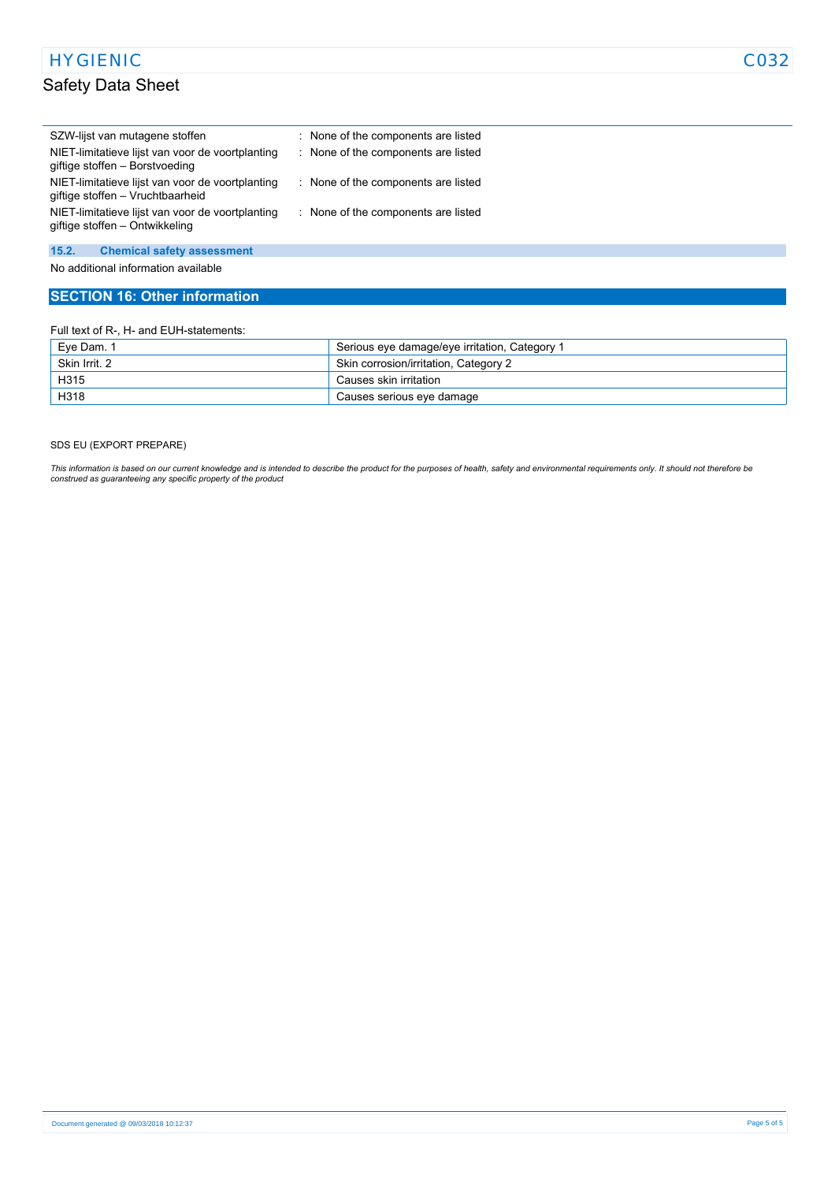| | |
|---|---|
| SZW-lijst van mutagene stoffen | : None of the components are listed |
| NIET-limitatieve lijst van voor de voortplanting giftige stoffen – Borstvoeding | : None of the components are listed |
| NIET-limitatieve lijst van voor de voortplanting giftige stoffen – Vruchtbaarheid | : None of the components are listed |
| NIET-limitatieve lijst van voor de voortplanting giftige stoffen – Ontwikkeling | : None of the components are listed |

### 15.2. Chemical safety assessment

No additional information available

## SECTION 16: Other information

Full text of R-, H- and EUH-statements:

| | |
|---|---|
| Eye Dam. 1 | Serious eye damage/eye irritation, Category 1 |
| Skin Irrit. 2 | Skin corrosion/irritation, Category 2 |
| H315 | Causes skin irritation |
| H318 | Causes serious eye damage |

SDS EU (EXPORT PREPARE)

*This information is based on our current knowledge and is intended to describe the product for the purposes of health, safety and environmental requirements only. It should not therefore be construed as guaranteeing any specific property of the product*